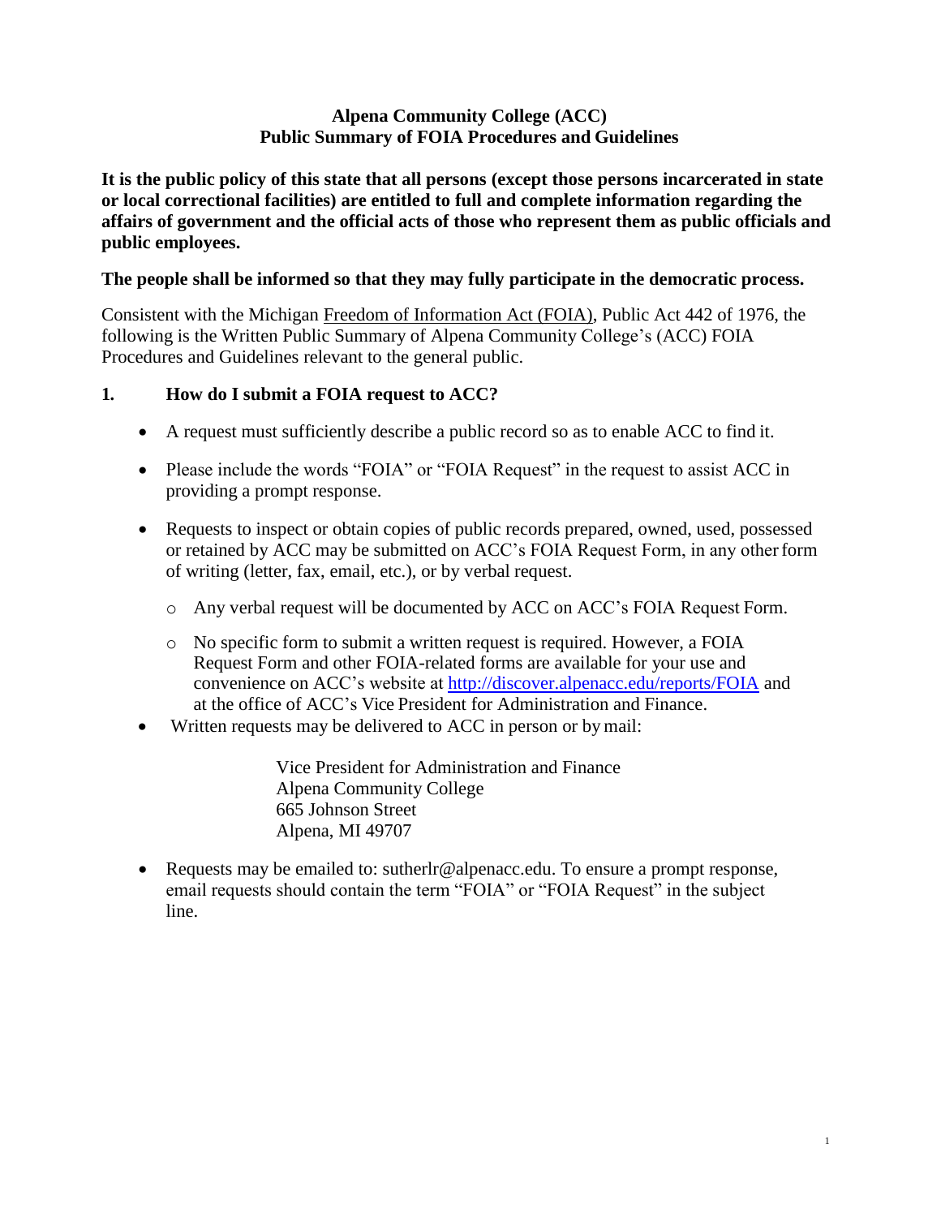# Alpena Community College (ACC)
# Public Summary of FOIA Procedures and Guidelines

**It is the public policy of this state that all persons (except those persons incarcerated in state or local correctional facilities) are entitled to full and complete information regarding the affairs of government and the official acts of those who represent them as public officials and public employees.**

**The people shall be informed so that they may fully participate in the democratic process.**

Consistent with the Michigan Freedom of Information Act (FOIA), Public Act 442 of 1976, the following is the Written Public Summary of Alpena Community College's (ACC) FOIA Procedures and Guidelines relevant to the general public.

## 1. How do I submit a FOIA request to ACC?

- A request must sufficiently describe a public record so as to enable ACC to find it.
- Please include the words "FOIA" or "FOIA Request" in the request to assist ACC in providing a prompt response.
- Requests to inspect or obtain copies of public records prepared, owned, used, possessed or retained by ACC may be submitted on ACC's FOIA Request Form, in any other form of writing (letter, fax, email, etc.), or by verbal request.
  - Any verbal request will be documented by ACC on ACC's FOIA Request Form.
  - No specific form to submit a written request is required. However, a FOIA Request Form and other FOIA-related forms are available for your use and convenience on ACC's website at http://discover.alpenacc.edu/reports/FOIA and at the office of ACC's Vice President for Administration and Finance.
- Written requests may be delivered to ACC in person or by mail:

  Vice President for Administration and Finance
  Alpena Community College
  665 Johnson Street
  Alpena, MI 49707

- Requests may be emailed to: sutherlr@alpenacc.edu. To ensure a prompt response, email requests should contain the term "FOIA" or "FOIA Request" in the subject line.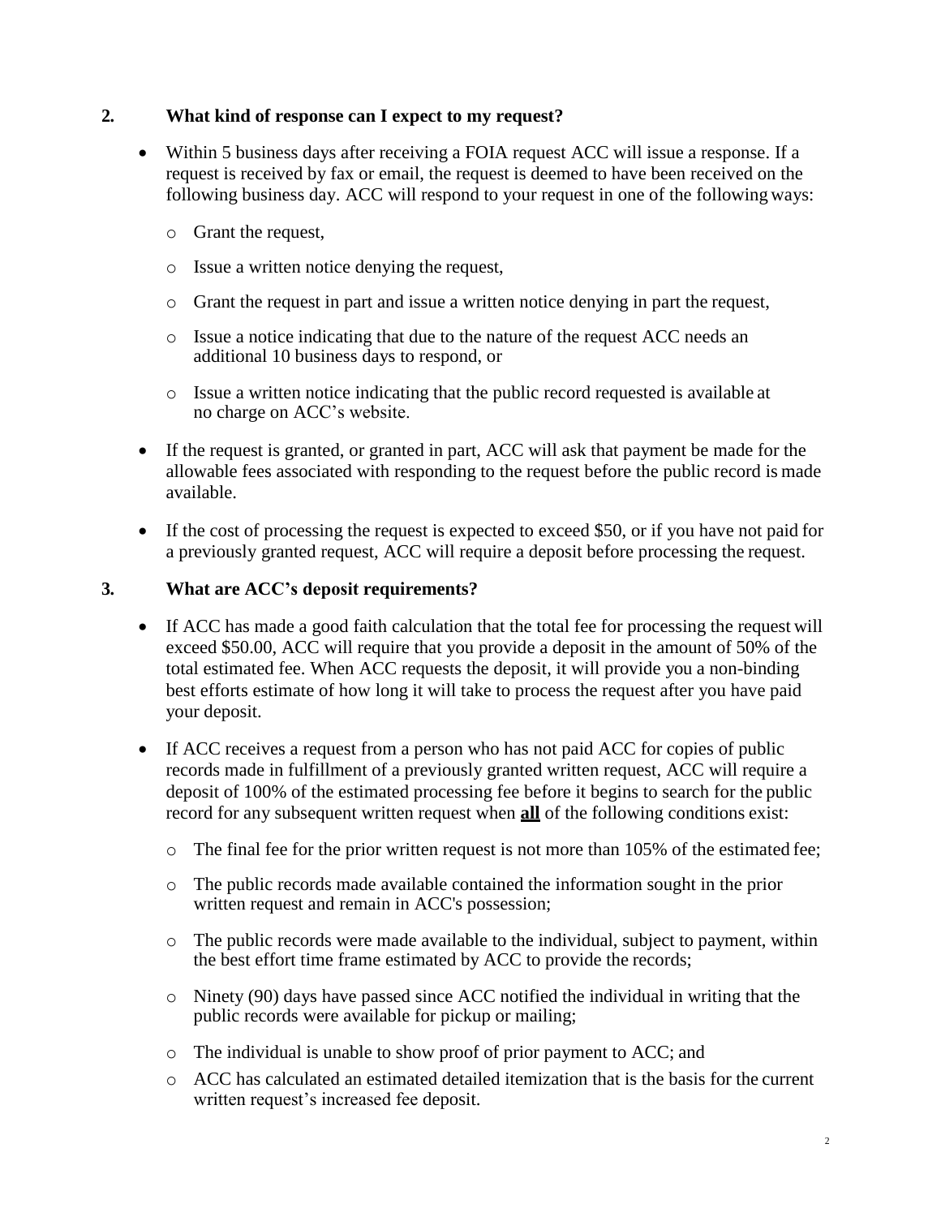## 2. What kind of response can I expect to my request?

- Within 5 business days after receiving a FOIA request ACC will issue a response. If a request is received by fax or email, the request is deemed to have been received on the following business day. ACC will respond to your request in one of the following ways:
  - Grant the request,
  - Issue a written notice denying the request,
  - Grant the request in part and issue a written notice denying in part the request,
  - Issue a notice indicating that due to the nature of the request ACC needs an additional 10 business days to respond, or
  - Issue a written notice indicating that the public record requested is available at no charge on ACC's website.
- If the request is granted, or granted in part, ACC will ask that payment be made for the allowable fees associated with responding to the request before the public record is made available.
- If the cost of processing the request is expected to exceed $50, or if you have not paid for a previously granted request, ACC will require a deposit before processing the request.

## 3. What are ACC's deposit requirements?

- If ACC has made a good faith calculation that the total fee for processing the request will exceed $50.00, ACC will require that you provide a deposit in the amount of 50% of the total estimated fee. When ACC requests the deposit, it will provide you a non-binding best efforts estimate of how long it will take to process the request after you have paid your deposit.
- If ACC receives a request from a person who has not paid ACC for copies of public records made in fulfillment of a previously granted written request, ACC will require a deposit of 100% of the estimated processing fee before it begins to search for the public record for any subsequent written request when **<u>all</u>** of the following conditions exist:
  - The final fee for the prior written request is not more than 105% of the estimated fee;
  - The public records made available contained the information sought in the prior written request and remain in ACC's possession;
  - The public records were made available to the individual, subject to payment, within the best effort time frame estimated by ACC to provide the records;
  - Ninety (90) days have passed since ACC notified the individual in writing that the public records were available for pickup or mailing;
  - The individual is unable to show proof of prior payment to ACC; and
  - ACC has calculated an estimated detailed itemization that is the basis for the current written request's increased fee deposit.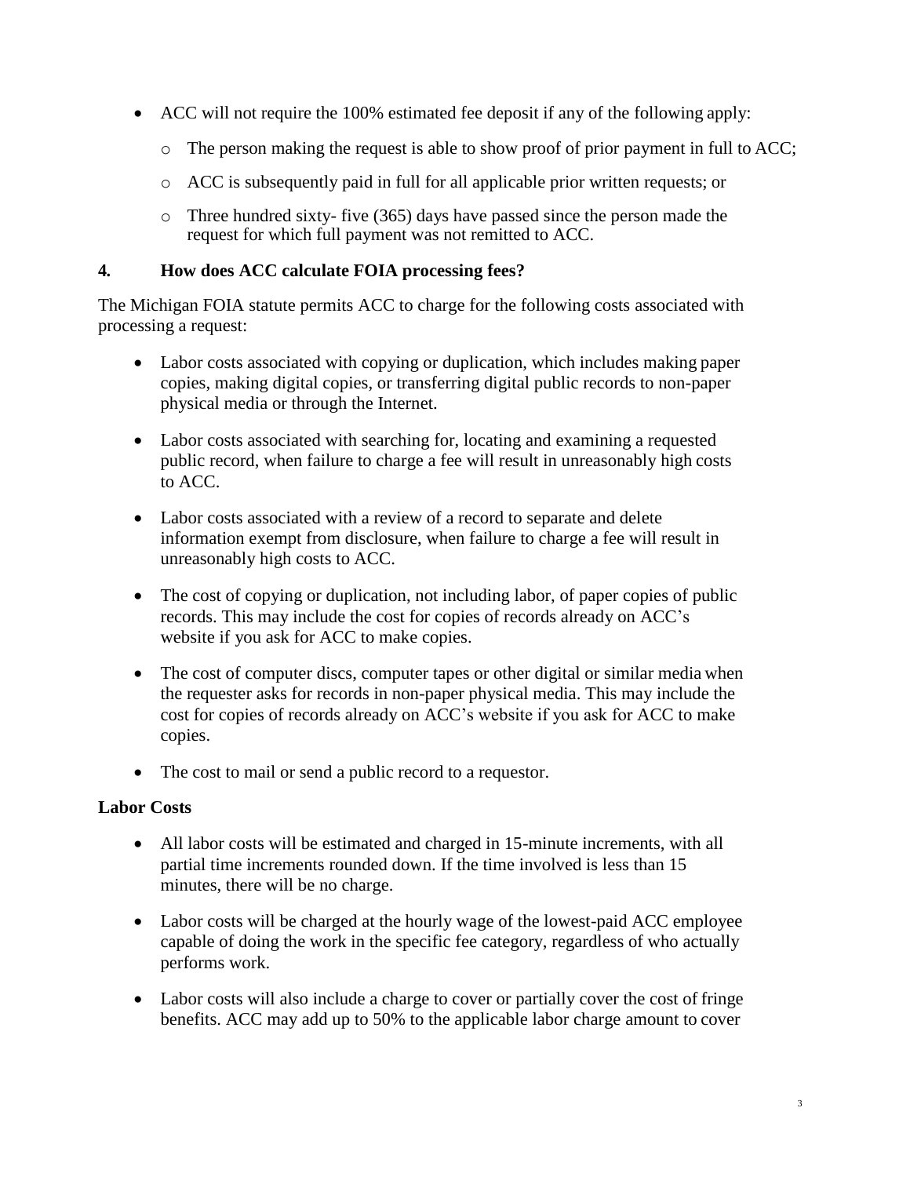- ACC will not require the 100% estimated fee deposit if any of the following apply:
  - The person making the request is able to show proof of prior payment in full to ACC;
  - ACC is subsequently paid in full for all applicable prior written requests; or
  - Three hundred sixty- five (365) days have passed since the person made the request for which full payment was not remitted to ACC.

## 4. How does ACC calculate FOIA processing fees?

The Michigan FOIA statute permits ACC to charge for the following costs associated with processing a request:

- Labor costs associated with copying or duplication, which includes making paper copies, making digital copies, or transferring digital public records to non-paper physical media or through the Internet.
- Labor costs associated with searching for, locating and examining a requested public record, when failure to charge a fee will result in unreasonably high costs to ACC.
- Labor costs associated with a review of a record to separate and delete information exempt from disclosure, when failure to charge a fee will result in unreasonably high costs to ACC.
- The cost of copying or duplication, not including labor, of paper copies of public records. This may include the cost for copies of records already on ACC's website if you ask for ACC to make copies.
- The cost of computer discs, computer tapes or other digital or similar media when the requester asks for records in non-paper physical media. This may include the cost for copies of records already on ACC's website if you ask for ACC to make copies.
- The cost to mail or send a public record to a requestor.

**Labor Costs**

- All labor costs will be estimated and charged in 15-minute increments, with all partial time increments rounded down. If the time involved is less than 15 minutes, there will be no charge.
- Labor costs will be charged at the hourly wage of the lowest-paid ACC employee capable of doing the work in the specific fee category, regardless of who actually performs work.
- Labor costs will also include a charge to cover or partially cover the cost of fringe benefits. ACC may add up to 50% to the applicable labor charge amount to cover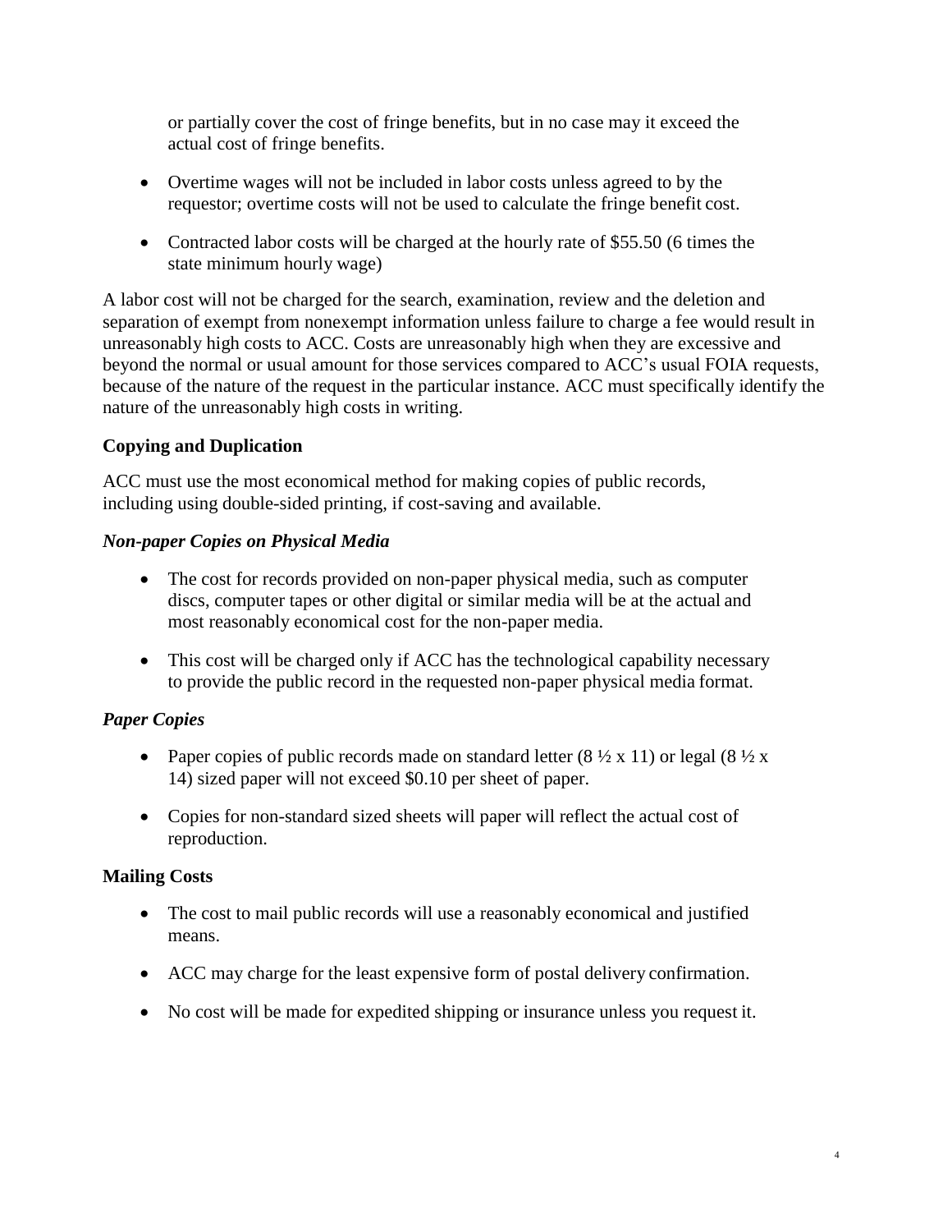or partially cover the cost of fringe benefits, but in no case may it exceed the actual cost of fringe benefits.

- Overtime wages will not be included in labor costs unless agreed to by the requestor; overtime costs will not be used to calculate the fringe benefit cost.
- Contracted labor costs will be charged at the hourly rate of $55.50 (6 times the state minimum hourly wage)

A labor cost will not be charged for the search, examination, review and the deletion and separation of exempt from nonexempt information unless failure to charge a fee would result in unreasonably high costs to ACC. Costs are unreasonably high when they are excessive and beyond the normal or usual amount for those services compared to ACC's usual FOIA requests, because of the nature of the request in the particular instance. ACC must specifically identify the nature of the unreasonably high costs in writing.

**Copying and Duplication**

ACC must use the most economical method for making copies of public records, including using double-sided printing, if cost-saving and available.

***Non-paper Copies on Physical Media***

- The cost for records provided on non-paper physical media, such as computer discs, computer tapes or other digital or similar media will be at the actual and most reasonably economical cost for the non-paper media.
- This cost will be charged only if ACC has the technological capability necessary to provide the public record in the requested non-paper physical media format.

***Paper Copies***

- Paper copies of public records made on standard letter (8 ½ x 11) or legal (8 ½ x 14) sized paper will not exceed $0.10 per sheet of paper.
- Copies for non-standard sized sheets will paper will reflect the actual cost of reproduction.

**Mailing Costs**

- The cost to mail public records will use a reasonably economical and justified means.
- ACC may charge for the least expensive form of postal delivery confirmation.
- No cost will be made for expedited shipping or insurance unless you request it.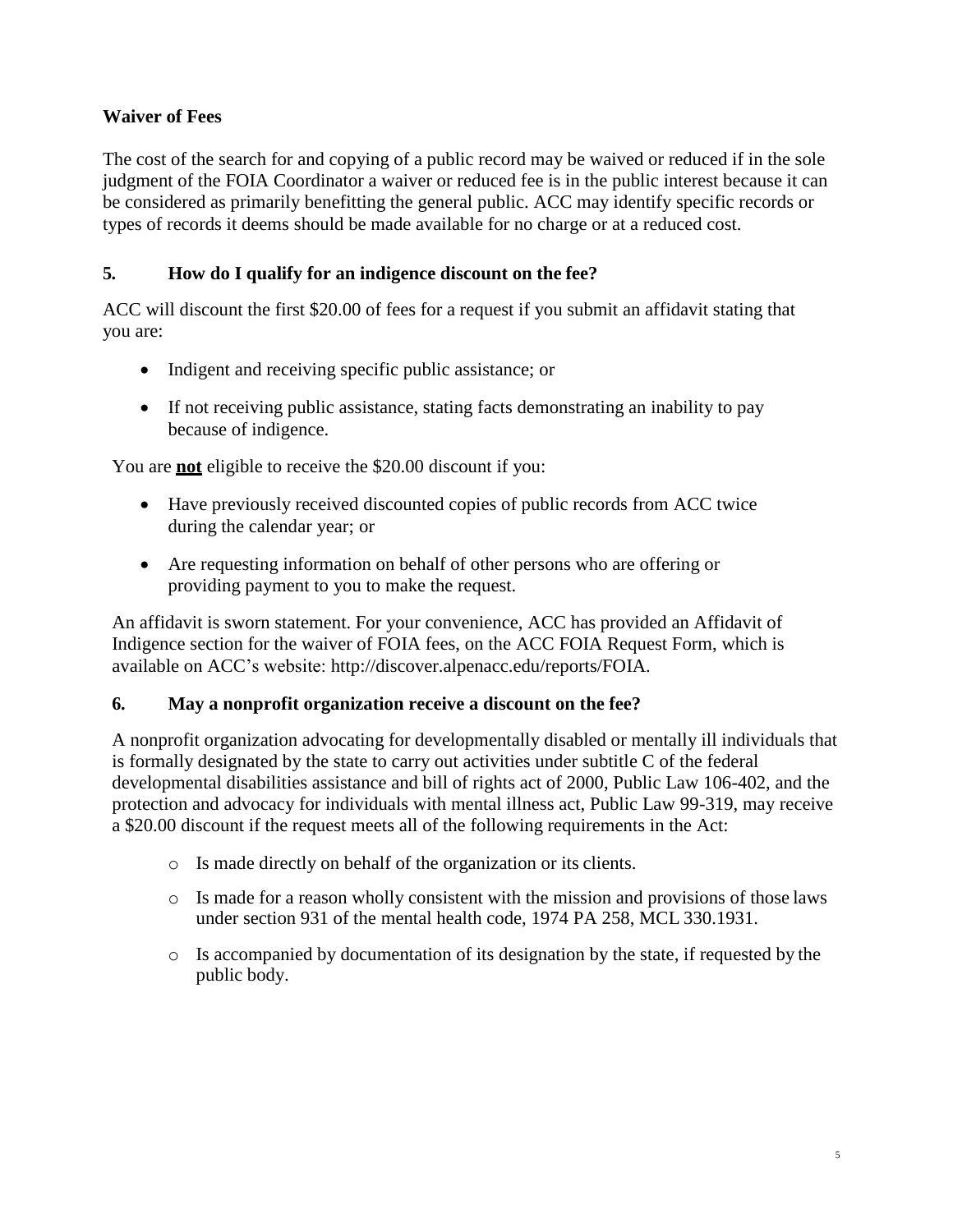**Waiver of Fees**

The cost of the search for and copying of a public record may be waived or reduced if in the sole judgment of the FOIA Coordinator a waiver or reduced fee is in the public interest because it can be considered as primarily benefitting the general public. ACC may identify specific records or types of records it deems should be made available for no charge or at a reduced cost.

### 5. How do I qualify for an indigence discount on the fee?

ACC will discount the first $20.00 of fees for a request if you submit an affidavit stating that you are:

- Indigent and receiving specific public assistance; or
- If not receiving public assistance, stating facts demonstrating an inability to pay because of indigence.

You are **not** eligible to receive the $20.00 discount if you:

- Have previously received discounted copies of public records from ACC twice during the calendar year; or
- Are requesting information on behalf of other persons who are offering or providing payment to you to make the request.

An affidavit is sworn statement. For your convenience, ACC has provided an Affidavit of Indigence section for the waiver of FOIA fees, on the ACC FOIA Request Form, which is available on ACC's website: http://discover.alpenacc.edu/reports/FOIA.

### 6. May a nonprofit organization receive a discount on the fee?

A nonprofit organization advocating for developmentally disabled or mentally ill individuals that is formally designated by the state to carry out activities under subtitle C of the federal developmental disabilities assistance and bill of rights act of 2000, Public Law 106-402, and the protection and advocacy for individuals with mental illness act, Public Law 99-319, may receive a $20.00 discount if the request meets all of the following requirements in the Act:

- Is made directly on behalf of the organization or its clients.
- Is made for a reason wholly consistent with the mission and provisions of those laws under section 931 of the mental health code, 1974 PA 258, MCL 330.1931.
- Is accompanied by documentation of its designation by the state, if requested by the public body.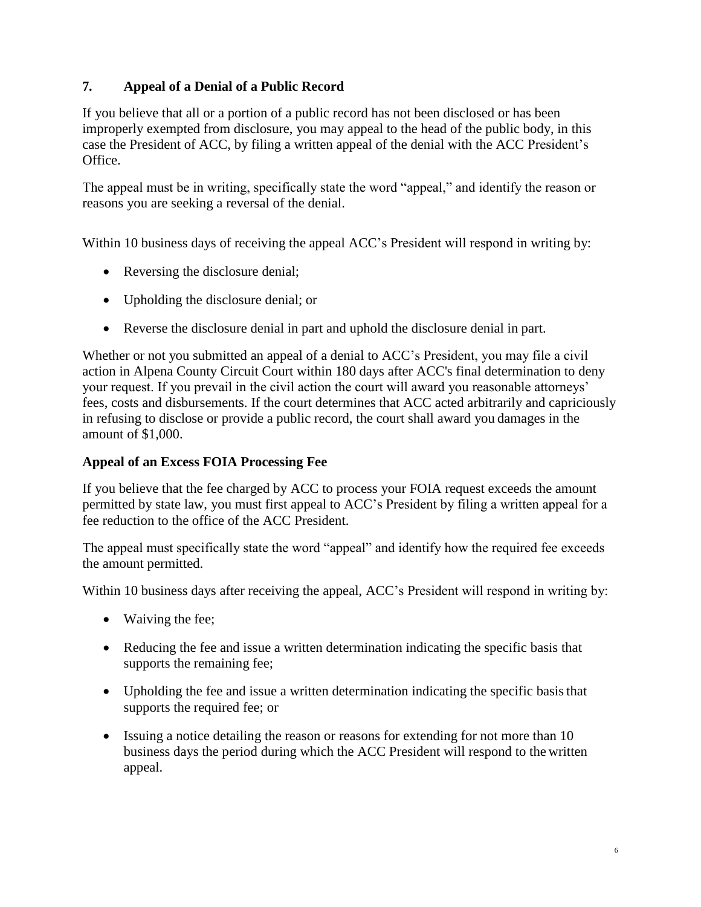## 7. Appeal of a Denial of a Public Record

If you believe that all or a portion of a public record has not been disclosed or has been improperly exempted from disclosure, you may appeal to the head of the public body, in this case the President of ACC, by filing a written appeal of the denial with the ACC President's Office.

The appeal must be in writing, specifically state the word "appeal," and identify the reason or reasons you are seeking a reversal of the denial.

Within 10 business days of receiving the appeal ACC's President will respond in writing by:

- Reversing the disclosure denial;
- Upholding the disclosure denial; or
- Reverse the disclosure denial in part and uphold the disclosure denial in part.

Whether or not you submitted an appeal of a denial to ACC's President, you may file a civil action in Alpena County Circuit Court within 180 days after ACC's final determination to deny your request. If you prevail in the civil action the court will award you reasonable attorneys' fees, costs and disbursements. If the court determines that ACC acted arbitrarily and capriciously in refusing to disclose or provide a public record, the court shall award you damages in the amount of $1,000.

### Appeal of an Excess FOIA Processing Fee

If you believe that the fee charged by ACC to process your FOIA request exceeds the amount permitted by state law, you must first appeal to ACC's President by filing a written appeal for a fee reduction to the office of the ACC President.

The appeal must specifically state the word "appeal" and identify how the required fee exceeds the amount permitted.

Within 10 business days after receiving the appeal, ACC's President will respond in writing by:

- Waiving the fee;
- Reducing the fee and issue a written determination indicating the specific basis that supports the remaining fee;
- Upholding the fee and issue a written determination indicating the specific basis that supports the required fee; or
- Issuing a notice detailing the reason or reasons for extending for not more than 10 business days the period during which the ACC President will respond to the written appeal.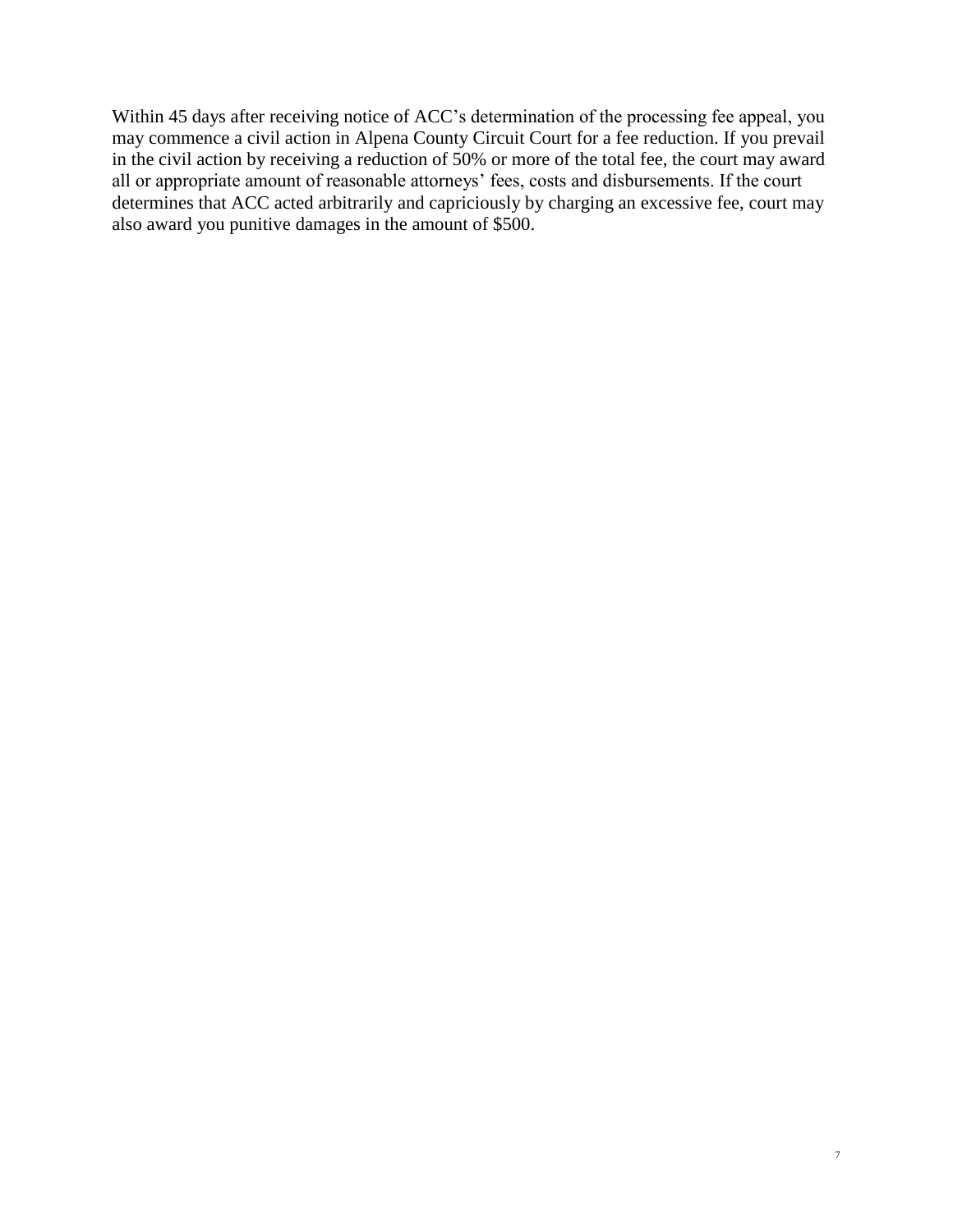Within 45 days after receiving notice of ACC's determination of the processing fee appeal, you may commence a civil action in Alpena County Circuit Court for a fee reduction. If you prevail in the civil action by receiving a reduction of 50% or more of the total fee, the court may award all or appropriate amount of reasonable attorneys' fees, costs and disbursements. If the court determines that ACC acted arbitrarily and capriciously by charging an excessive fee, court may also award you punitive damages in the amount of $500.